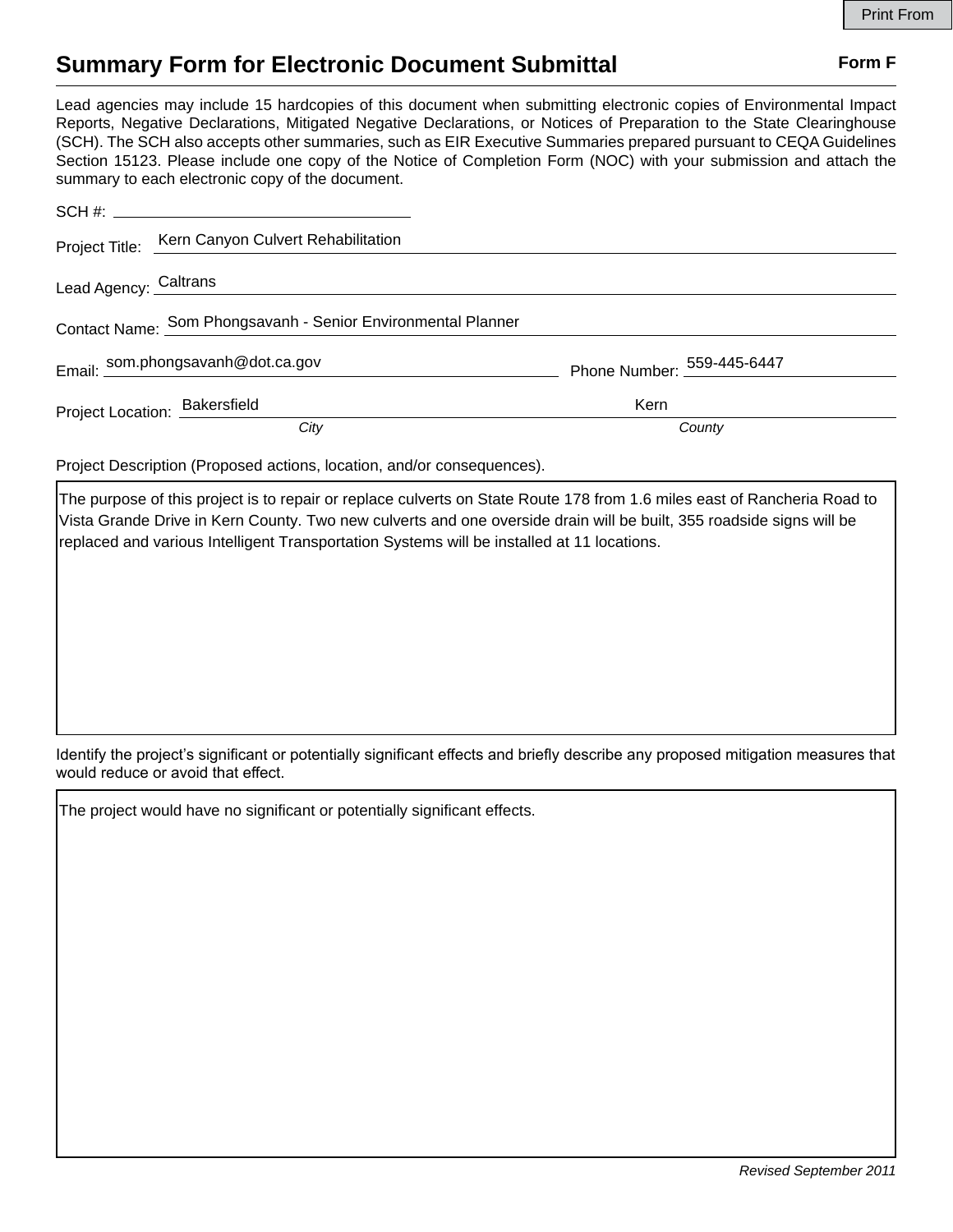Print From

# Summary Form for Electronic Document Submittal

**Form F**

Lead agencies may include 15 hardcopies of this document when submitting electronic copies of Environmental Impact Reports, Negative Declarations, Mitigated Negative Declarations, or Notices of Preparation to the State Clearinghouse (SCH). The SCH also accepts other summaries, such as EIR Executive Summaries prepared pursuant to CEQA Guidelines Section 15123. Please include one copy of the Notice of Completion Form (NOC) with your submission and attach the summary to each electronic copy of the document.

SCH #: 

Project Title: Kern Canyon Culvert Rehabilitation

Lead Agency: Caltrans

Contact Name: Som Phongsavanh - Senior Environmental Planner

Email: som.phongsavanh@dot.ca.gov Phone Number: 559-445-6447

Project Location: Bakersfield (*City*) Kern (*County*)

Project Description (Proposed actions, location, and/or consequences).

The purpose of this project is to repair or replace culverts on State Route 178 from 1.6 miles east of Rancheria Road to Vista Grande Drive in Kern County. Two new culverts and one overside drain will be built, 355 roadside signs will be replaced and various Intelligent Transportation Systems will be installed at 11 locations.

Identify the project's significant or potentially significant effects and briefly describe any proposed mitigation measures that would reduce or avoid that effect.

The project would have no significant or potentially significant effects.

*Revised September 2011*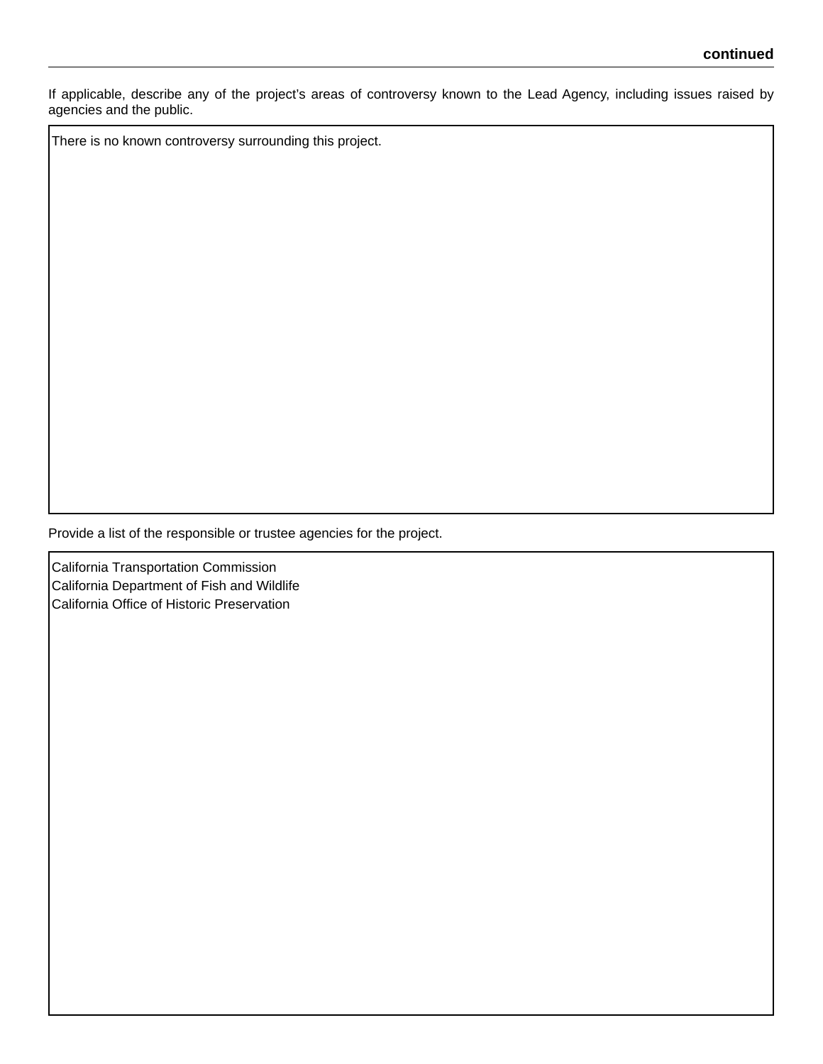**continued**

If applicable, describe any of the project's areas of controversy known to the Lead Agency, including issues raised by agencies and the public.

There is no known controversy surrounding this project.

Provide a list of the responsible or trustee agencies for the project.

California Transportation Commission
California Department of Fish and Wildlife
California Office of Historic Preservation